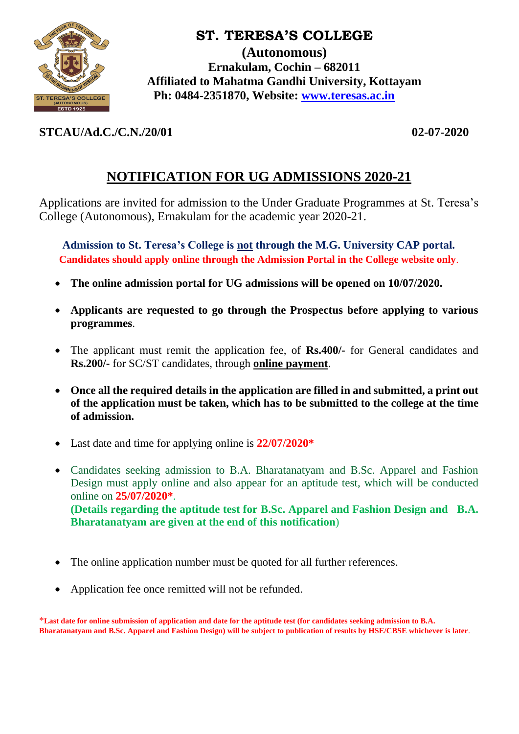# ST. TERESA'S COLLEGE

**(Autonomous)**
**Ernakulam, Cochin – 682011**
**Affiliated to Mahatma Gandhi University, Kottayam**
**Ph: 0484-2351870, Website: www.teresas.ac.in**

**STCAU/Ad.C./C.N./20/01** **02-07-2020**

## NOTIFICATION FOR UG ADMISSIONS 2020-21

Applications are invited for admission to the Under Graduate Programmes at St. Teresa's College (Autonomous), Ernakulam for the academic year 2020-21.

**Admission to St. Teresa's College is not through the M.G. University CAP portal.**
**Candidates should apply online through the Admission Portal in the College website only**.

- **The online admission portal for UG admissions will be opened on 10/07/2020.**
- **Applicants are requested to go through the Prospectus before applying to various programmes**.
- The applicant must remit the application fee, of **Rs.400/-** for General candidates and **Rs.200/-** for SC/ST candidates, through **online payment**.
- **Once all the required details in the application are filled in and submitted, a print out of the application must be taken, which has to be submitted to the college at the time of admission.**
- Last date and time for applying online is **22/07/2020***
- Candidates seeking admission to B.A. Bharatanatyam and B.Sc. Apparel and Fashion Design must apply online and also appear for an aptitude test, which will be conducted online on **25/07/2020***.
  **(Details regarding the aptitude test for B.Sc. Apparel and Fashion Design and B.A. Bharatanatyam are given at the end of this notification**)
- The online application number must be quoted for all further references.
- Application fee once remitted will not be refunded.

***Last date for online submission of application and date for the aptitude test (for candidates seeking admission to B.A. Bharatanatyam and B.Sc. Apparel and Fashion Design) will be subject to publication of results by HSE/CBSE whichever is later**.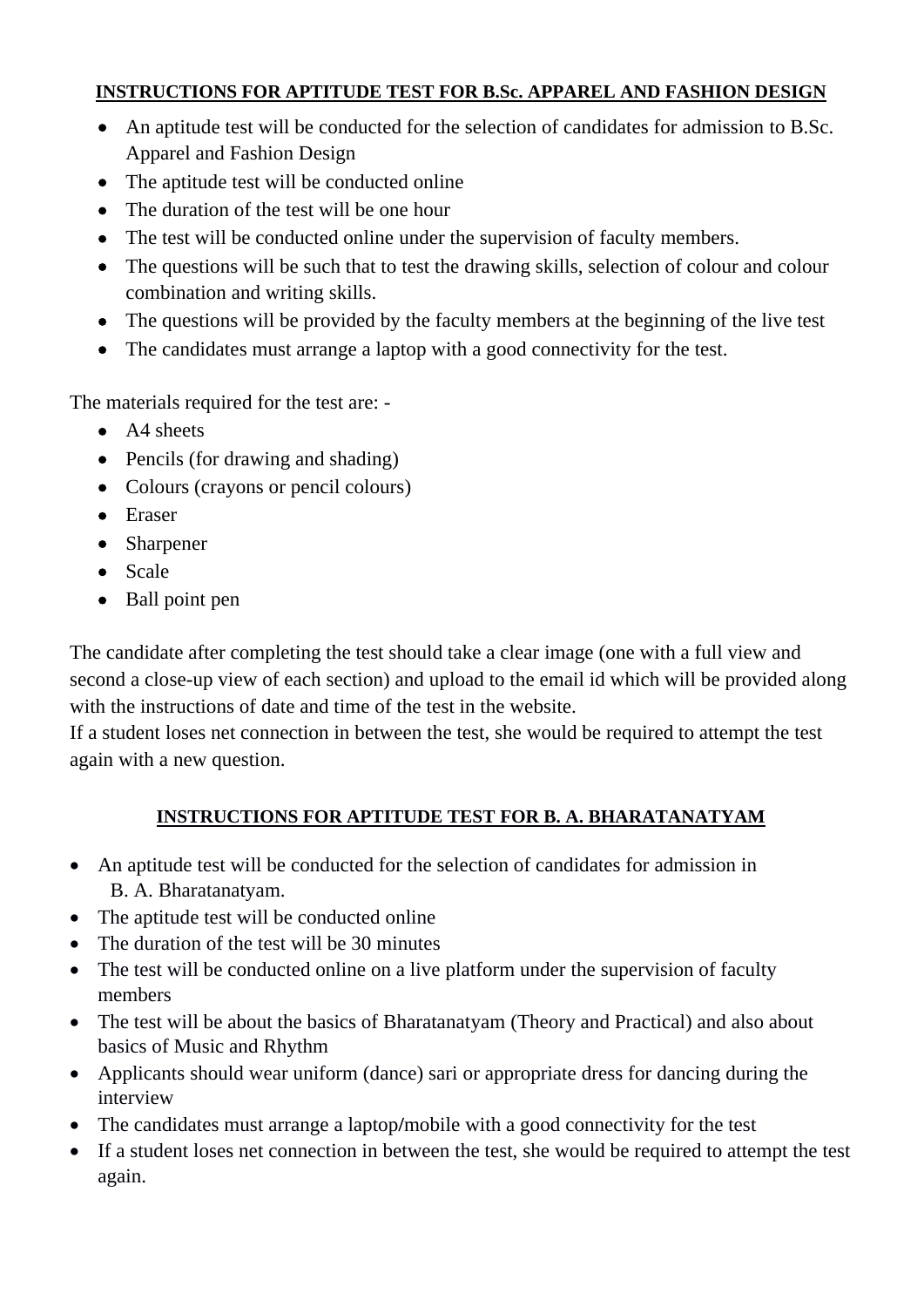## INSTRUCTIONS FOR APTITUDE TEST FOR B.Sc. APPAREL AND FASHION DESIGN

- An aptitude test will be conducted for the selection of candidates for admission to B.Sc. Apparel and Fashion Design
- The aptitude test will be conducted online
- The duration of the test will be one hour
- The test will be conducted online under the supervision of faculty members.
- The questions will be such that to test the drawing skills, selection of colour and colour combination and writing skills.
- The questions will be provided by the faculty members at the beginning of the live test
- The candidates must arrange a laptop with a good connectivity for the test.

The materials required for the test are: -

- A4 sheets
- Pencils (for drawing and shading)
- Colours (crayons or pencil colours)
- Eraser
- Sharpener
- Scale
- Ball point pen

The candidate after completing the test should take a clear image (one with a full view and second a close-up view of each section) and upload to the email id which will be provided along with the instructions of date and time of the test in the website.
If a student loses net connection in between the test, she would be required to attempt the test again with a new question.

## INSTRUCTIONS FOR APTITUDE TEST FOR B. A. BHARATANATYAM

- An aptitude test will be conducted for the selection of candidates for admission in B. A. Bharatanatyam.
- The aptitude test will be conducted online
- The duration of the test will be 30 minutes
- The test will be conducted online on a live platform under the supervision of faculty members
- The test will be about the basics of Bharatanatyam (Theory and Practical) and also about basics of Music and Rhythm
- Applicants should wear uniform (dance) sari or appropriate dress for dancing during the interview
- The candidates must arrange a laptop/mobile with a good connectivity for the test
- If a student loses net connection in between the test, she would be required to attempt the test again.